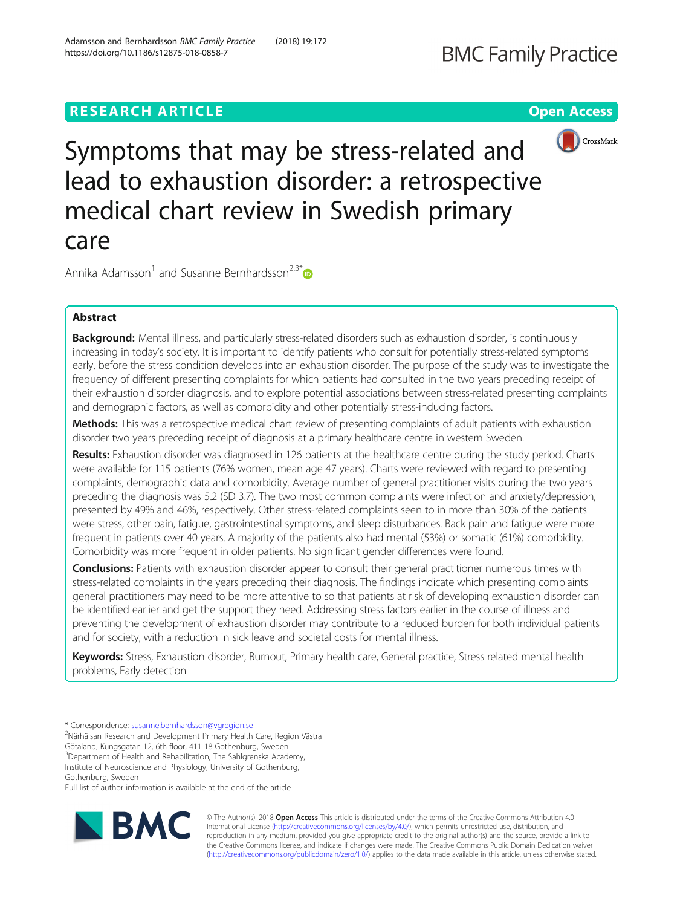RESEARCH ARTICLE

Open Access

# Symptoms that may be stress-related and lead to exhaustion disorder: a retrospective medical chart review in Swedish primary care

Annika Adamsson[1] and Susanne Bernhardsson[2,3*]

## Abstract

**Background:** Mental illness, and particularly stress-related disorders such as exhaustion disorder, is continuously increasing in today's society. It is important to identify patients who consult for potentially stress-related symptoms early, before the stress condition develops into an exhaustion disorder. The purpose of the study was to investigate the frequency of different presenting complaints for which patients had consulted in the two years preceding receipt of their exhaustion disorder diagnosis, and to explore potential associations between stress-related presenting complaints and demographic factors, as well as comorbidity and other potentially stress-inducing factors.

**Methods:** This was a retrospective medical chart review of presenting complaints of adult patients with exhaustion disorder two years preceding receipt of diagnosis at a primary healthcare centre in western Sweden.

**Results:** Exhaustion disorder was diagnosed in 126 patients at the healthcare centre during the study period. Charts were available for 115 patients (76% women, mean age 47 years). Charts were reviewed with regard to presenting complaints, demographic data and comorbidity. Average number of general practitioner visits during the two years preceding the diagnosis was 5.2 (SD 3.7). The two most common complaints were infection and anxiety/depression, presented by 49% and 46%, respectively. Other stress-related complaints seen to in more than 30% of the patients were stress, other pain, fatigue, gastrointestinal symptoms, and sleep disturbances. Back pain and fatigue were more frequent in patients over 40 years. A majority of the patients also had mental (53%) or somatic (61%) comorbidity. Comorbidity was more frequent in older patients. No significant gender differences were found.

**Conclusions:** Patients with exhaustion disorder appear to consult their general practitioner numerous times with stress-related complaints in the years preceding their diagnosis. The findings indicate which presenting complaints general practitioners may need to be more attentive to so that patients at risk of developing exhaustion disorder can be identified earlier and get the support they need. Addressing stress factors earlier in the course of illness and preventing the development of exhaustion disorder may contribute to a reduced burden for both individual patients and for society, with a reduction in sick leave and societal costs for mental illness.

**Keywords:** Stress, Exhaustion disorder, Burnout, Primary health care, General practice, Stress related mental health problems, Early detection

---

\* Correspondence: susanne.bernhardsson@vgregion.se

[2]Närhälsan Research and Development Primary Health Care, Region Västra Götaland, Kungsgatan 12, 6th floor, 411 18 Gothenburg, Sweden

[3]Department of Health and Rehabilitation, The Sahlgrenska Academy, Institute of Neuroscience and Physiology, University of Gothenburg, Gothenburg, Sweden

Full list of author information is available at the end of the article

© The Author(s). 2018 **Open Access** This article is distributed under the terms of the Creative Commons Attribution 4.0 International License (http://creativecommons.org/licenses/by/4.0/), which permits unrestricted use, distribution, and reproduction in any medium, provided you give appropriate credit to the original author(s) and the source, provide a link to the Creative Commons license, and indicate if changes were made. The Creative Commons Public Domain Dedication waiver (http://creativecommons.org/publicdomain/zero/1.0/) applies to the data made available in this article, unless otherwise stated.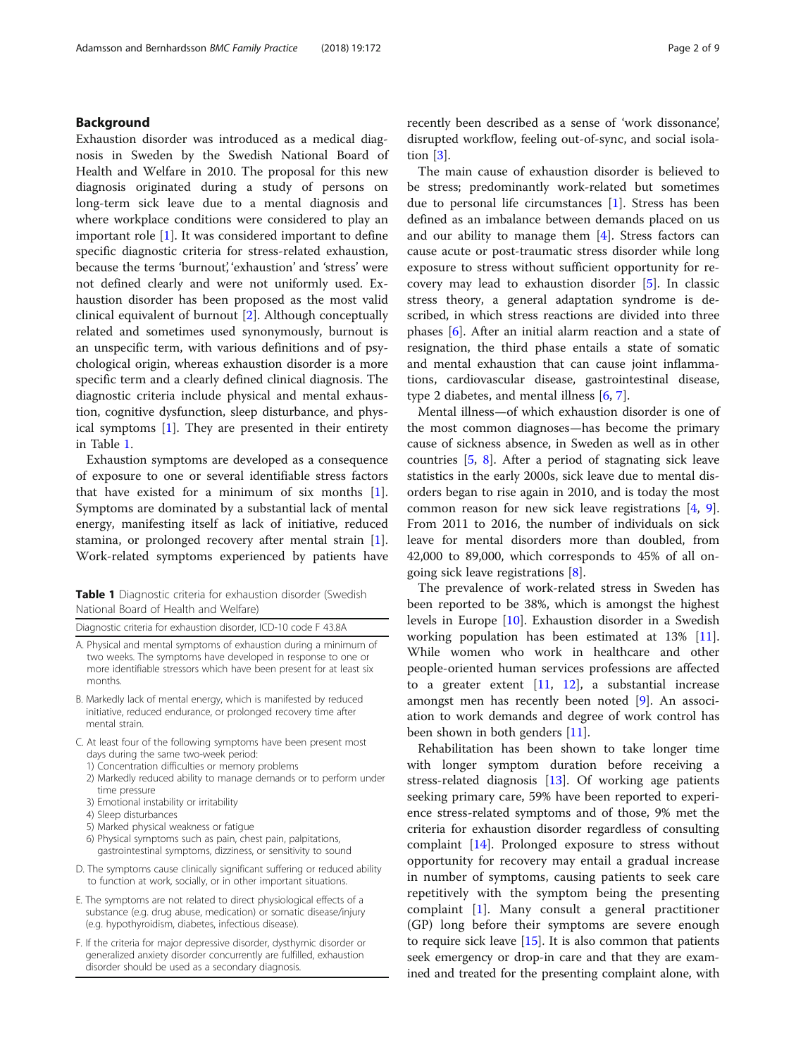## Background

Exhaustion disorder was introduced as a medical diagnosis in Sweden by the Swedish National Board of Health and Welfare in 2010. The proposal for this new diagnosis originated during a study of persons on long-term sick leave due to a mental diagnosis and where workplace conditions were considered to play an important role [1]. It was considered important to define specific diagnostic criteria for stress-related exhaustion, because the terms 'burnout', 'exhaustion' and 'stress' were not defined clearly and were not uniformly used. Exhaustion disorder has been proposed as the most valid clinical equivalent of burnout [2]. Although conceptually related and sometimes used synonymously, burnout is an unspecific term, with various definitions and of psychological origin, whereas exhaustion disorder is a more specific term and a clearly defined clinical diagnosis. The diagnostic criteria include physical and mental exhaustion, cognitive dysfunction, sleep disturbance, and physical symptoms [1]. They are presented in their entirety in Table 1.

Exhaustion symptoms are developed as a consequence of exposure to one or several identifiable stress factors that have existed for a minimum of six months [1]. Symptoms are dominated by a substantial lack of mental energy, manifesting itself as lack of initiative, reduced stamina, or prolonged recovery after mental strain [1]. Work-related symptoms experienced by patients have recently been described as a sense of 'work dissonance', disrupted workflow, feeling out-of-sync, and social isolation [3].

**Table 1** Diagnostic criteria for exhaustion disorder (Swedish National Board of Health and Welfare)

| Diagnostic criteria for exhaustion disorder, ICD-10 code F 43.8A |
|---|
| A. Physical and mental symptoms of exhaustion during a minimum of two weeks. The symptoms have developed in response to one or more identifiable stressors which have been present for at least six months. |
| B. Markedly lack of mental energy, which is manifested by reduced initiative, reduced endurance, or prolonged recovery time after mental strain. |
| C. At least four of the following symptoms have been present most days during the same two-week period:<br>1) Concentration difficulties or memory problems<br>2) Markedly reduced ability to manage demands or to perform under time pressure<br>3) Emotional instability or irritability<br>4) Sleep disturbances<br>5) Marked physical weakness or fatigue<br>6) Physical symptoms such as pain, chest pain, palpitations, gastrointestinal symptoms, dizziness, or sensitivity to sound |
| D. The symptoms cause clinically significant suffering or reduced ability to function at work, socially, or in other important situations. |
| E. The symptoms are not related to direct physiological effects of a substance (e.g. drug abuse, medication) or somatic disease/injury (e.g. hypothyroidism, diabetes, infectious disease). |
| F. If the criteria for major depressive disorder, dysthymic disorder or generalized anxiety disorder concurrently are fulfilled, exhaustion disorder should be used as a secondary diagnosis. |

The main cause of exhaustion disorder is believed to be stress; predominantly work-related but sometimes due to personal life circumstances [1]. Stress has been defined as an imbalance between demands placed on us and our ability to manage them [4]. Stress factors can cause acute or post-traumatic stress disorder while long exposure to stress without sufficient opportunity for recovery may lead to exhaustion disorder [5]. In classic stress theory, a general adaptation syndrome is described, in which stress reactions are divided into three phases [6]. After an initial alarm reaction and a state of resignation, the third phase entails a state of somatic and mental exhaustion that can cause joint inflammations, cardiovascular disease, gastrointestinal disease, type 2 diabetes, and mental illness [6, 7].

Mental illness—of which exhaustion disorder is one of the most common diagnoses—has become the primary cause of sickness absence, in Sweden as well as in other countries [5, 8]. After a period of stagnating sick leave statistics in the early 2000s, sick leave due to mental disorders began to rise again in 2010, and is today the most common reason for new sick leave registrations [4, 9]. From 2011 to 2016, the number of individuals on sick leave for mental disorders more than doubled, from 42,000 to 89,000, which corresponds to 45% of all ongoing sick leave registrations [8].

The prevalence of work-related stress in Sweden has been reported to be 38%, which is amongst the highest levels in Europe [10]. Exhaustion disorder in a Swedish working population has been estimated at 13% [11]. While women who work in healthcare and other people-oriented human services professions are affected to a greater extent [11, 12], a substantial increase amongst men has recently been noted [9]. An association to work demands and degree of work control has been shown in both genders [11].

Rehabilitation has been shown to take longer time with longer symptom duration before receiving a stress-related diagnosis [13]. Of working age patients seeking primary care, 59% have been reported to experience stress-related symptoms and of those, 9% met the criteria for exhaustion disorder regardless of consulting complaint [14]. Prolonged exposure to stress without opportunity for recovery may entail a gradual increase in number of symptoms, causing patients to seek care repetitively with the symptom being the presenting complaint [1]. Many consult a general practitioner (GP) long before their symptoms are severe enough to require sick leave [15]. It is also common that patients seek emergency or drop-in care and that they are examined and treated for the presenting complaint alone, with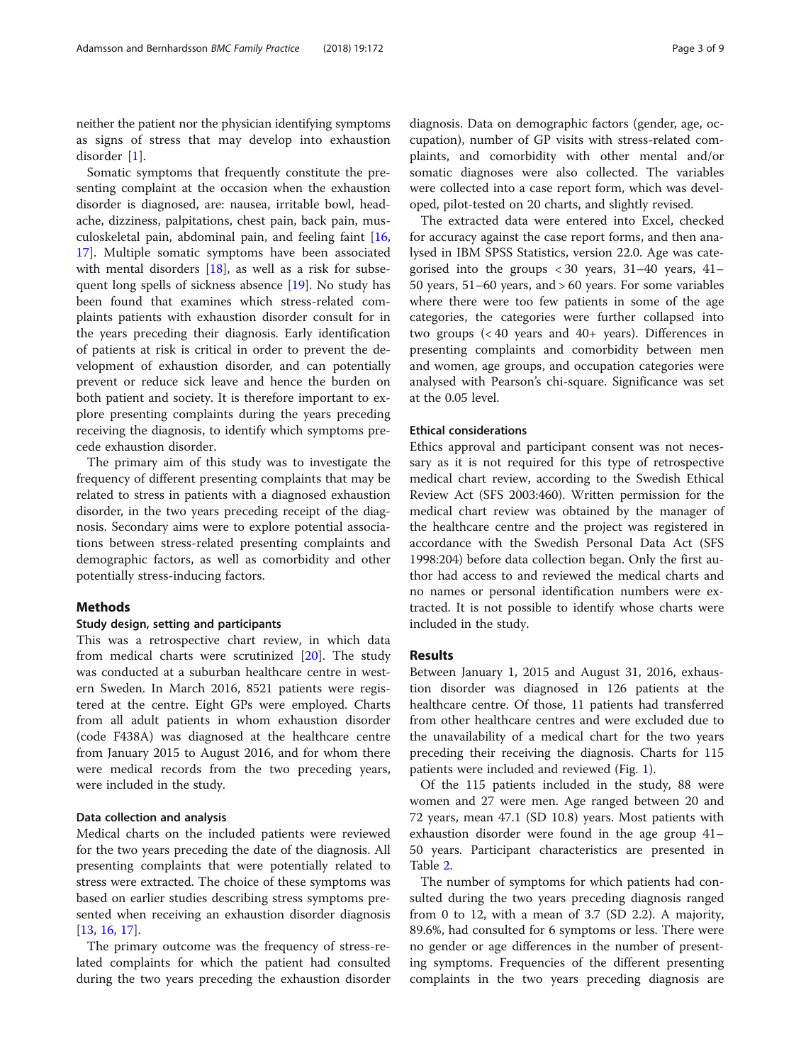neither the patient nor the physician identifying symptoms as signs of stress that may develop into exhaustion disorder [1].

Somatic symptoms that frequently constitute the presenting complaint at the occasion when the exhaustion disorder is diagnosed, are: nausea, irritable bowl, headache, dizziness, palpitations, chest pain, back pain, musculoskeletal pain, abdominal pain, and feeling faint [16, 17]. Multiple somatic symptoms have been associated with mental disorders [18], as well as a risk for subsequent long spells of sickness absence [19]. No study has been found that examines which stress-related complaints patients with exhaustion disorder consult for in the years preceding their diagnosis. Early identification of patients at risk is critical in order to prevent the development of exhaustion disorder, and can potentially prevent or reduce sick leave and hence the burden on both patient and society. It is therefore important to explore presenting complaints during the years preceding receiving the diagnosis, to identify which symptoms precede exhaustion disorder.

The primary aim of this study was to investigate the frequency of different presenting complaints that may be related to stress in patients with a diagnosed exhaustion disorder, in the two years preceding receipt of the diagnosis. Secondary aims were to explore potential associations between stress-related presenting complaints and demographic factors, as well as comorbidity and other potentially stress-inducing factors.

## Methods

### Study design, setting and participants

This was a retrospective chart review, in which data from medical charts were scrutinized [20]. The study was conducted at a suburban healthcare centre in western Sweden. In March 2016, 8521 patients were registered at the centre. Eight GPs were employed. Charts from all adult patients in whom exhaustion disorder (code F438A) was diagnosed at the healthcare centre from January 2015 to August 2016, and for whom there were medical records from the two preceding years, were included in the study.

### Data collection and analysis

Medical charts on the included patients were reviewed for the two years preceding the date of the diagnosis. All presenting complaints that were potentially related to stress were extracted. The choice of these symptoms was based on earlier studies describing stress symptoms presented when receiving an exhaustion disorder diagnosis [13, 16, 17].

The primary outcome was the frequency of stress-related complaints for which the patient had consulted during the two years preceding the exhaustion disorder diagnosis. Data on demographic factors (gender, age, occupation), number of GP visits with stress-related complaints, and comorbidity with other mental and/or somatic diagnoses were also collected. The variables were collected into a case report form, which was developed, pilot-tested on 20 charts, and slightly revised.

The extracted data were entered into Excel, checked for accuracy against the case report forms, and then analysed in IBM SPSS Statistics, version 22.0. Age was categorised into the groups < 30 years, 31–40 years, 41–50 years, 51–60 years, and > 60 years. For some variables where there were too few patients in some of the age categories, the categories were further collapsed into two groups (< 40 years and 40+ years). Differences in presenting complaints and comorbidity between men and women, age groups, and occupation categories were analysed with Pearson's chi-square. Significance was set at the 0.05 level.

### Ethical considerations

Ethics approval and participant consent was not necessary as it is not required for this type of retrospective medical chart review, according to the Swedish Ethical Review Act (SFS 2003:460). Written permission for the medical chart review was obtained by the manager of the healthcare centre and the project was registered in accordance with the Swedish Personal Data Act (SFS 1998:204) before data collection began. Only the first author had access to and reviewed the medical charts and no names or personal identification numbers were extracted. It is not possible to identify whose charts were included in the study.

## Results

Between January 1, 2015 and August 31, 2016, exhaustion disorder was diagnosed in 126 patients at the healthcare centre. Of those, 11 patients had transferred from other healthcare centres and were excluded due to the unavailability of a medical chart for the two years preceding their receiving the diagnosis. Charts for 115 patients were included and reviewed (Fig. 1).

Of the 115 patients included in the study, 88 were women and 27 were men. Age ranged between 20 and 72 years, mean 47.1 (SD 10.8) years. Most patients with exhaustion disorder were found in the age group 41–50 years. Participant characteristics are presented in Table 2.

The number of symptoms for which patients had consulted during the two years preceding diagnosis ranged from 0 to 12, with a mean of 3.7 (SD 2.2). A majority, 89.6%, had consulted for 6 symptoms or less. There were no gender or age differences in the number of presenting symptoms. Frequencies of the different presenting complaints in the two years preceding diagnosis are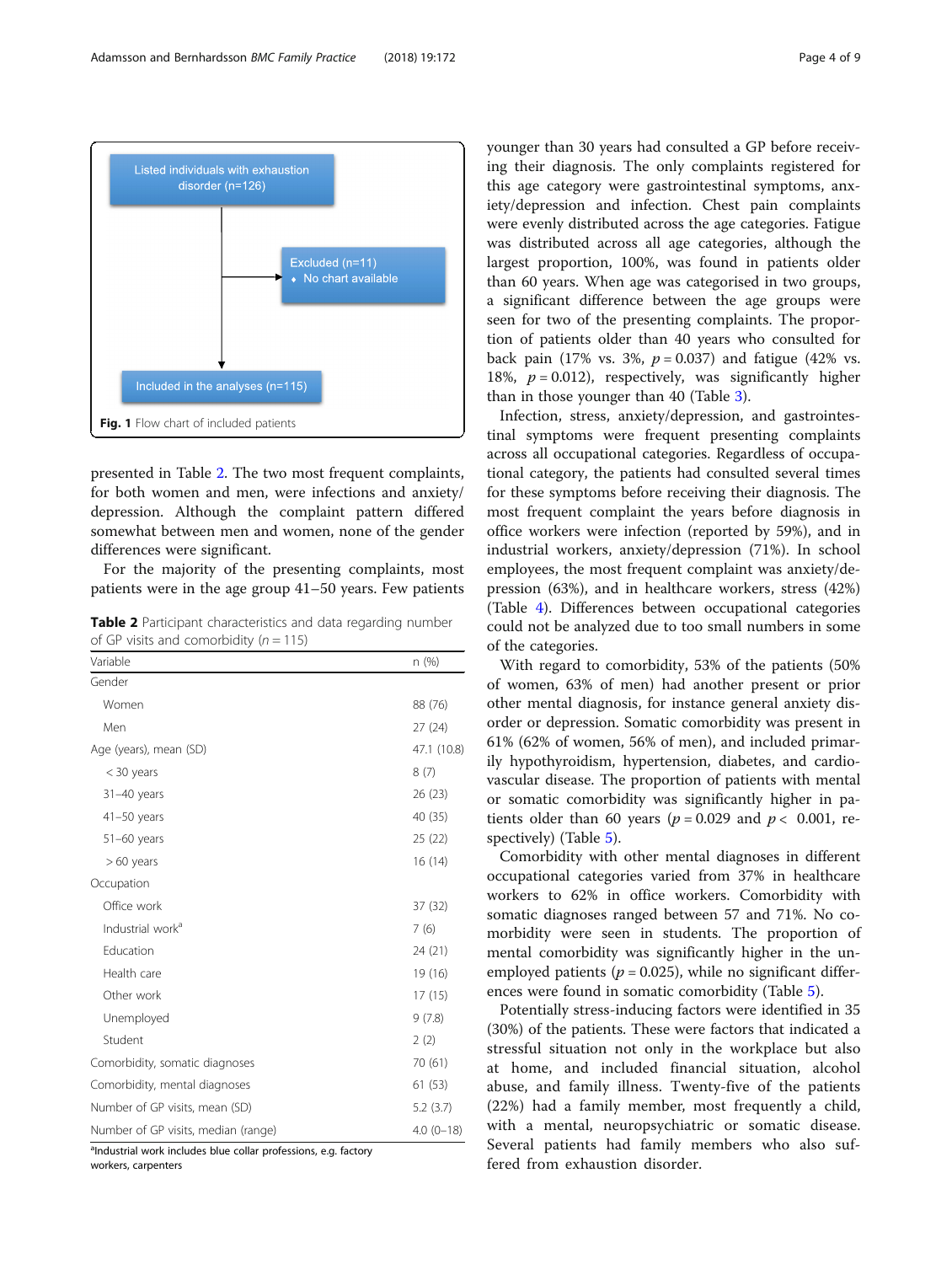Listed individuals with exhaustion disorder (n=126)

Excluded (n=11)
- No chart available

Included in the analyses (n=115)

**Fig. 1** Flow chart of included patients

presented in Table 2. The two most frequent complaints, for both women and men, were infections and anxiety/depression. Although the complaint pattern differed somewhat between men and women, none of the gender differences were significant.

For the majority of the presenting complaints, most patients were in the age group 41–50 years. Few patients younger than 30 years had consulted a GP before receiving their diagnosis. The only complaints registered for this age category were gastrointestinal symptoms, anxiety/depression and infection. Chest pain complaints were evenly distributed across the age categories. Fatigue was distributed across all age categories, although the largest proportion, 100%, was found in patients older than 60 years. When age was categorised in two groups, a significant difference between the age groups were seen for two of the presenting complaints. The proportion of patients older than 40 years who consulted for back pain (17% vs. 3%, $p = 0.037$) and fatigue (42% vs. 18%, $p = 0.012$), respectively, was significantly higher than in those younger than 40 (Table 3).

**Table 2** Participant characteristics and data regarding number of GP visits and comorbidity ($n = 115$)

| Variable | n (%) |
|---|---|
| Gender | |
| Women | 88 (76) |
| Men | 27 (24) |
| Age (years), mean (SD) | 47.1 (10.8) |
| < 30 years | 8 (7) |
| 31–40 years | 26 (23) |
| 41–50 years | 40 (35) |
| 51–60 years | 25 (22) |
| > 60 years | 16 (14) |
| Occupation | |
| Office work | 37 (32) |
| Industrial work[a] | 7 (6) |
| Education | 24 (21) |
| Health care | 19 (16) |
| Other work | 17 (15) |
| Unemployed | 9 (7.8) |
| Student | 2 (2) |
| Comorbidity, somatic diagnoses | 70 (61) |
| Comorbidity, mental diagnoses | 61 (53) |
| Number of GP visits, mean (SD) | 5.2 (3.7) |
| Number of GP visits, median (range) | 4.0 (0–18) |

[a]Industrial work includes blue collar professions, e.g. factory workers, carpenters

Infection, stress, anxiety/depression, and gastrointestinal symptoms were frequent presenting complaints across all occupational categories. Regardless of occupational category, the patients had consulted several times for these symptoms before receiving their diagnosis. The most frequent complaint the years before diagnosis in office workers were infection (reported by 59%), and in industrial workers, anxiety/depression (71%). In school employees, the most frequent complaint was anxiety/depression (63%), and in healthcare workers, stress (42%) (Table 4). Differences between occupational categories could not be analyzed due to too small numbers in some of the categories.

With regard to comorbidity, 53% of the patients (50% of women, 63% of men) had another present or prior other mental diagnosis, for instance general anxiety disorder or depression. Somatic comorbidity was present in 61% (62% of women, 56% of men), and included primarily hypothyroidism, hypertension, diabetes, and cardiovascular disease. The proportion of patients with mental or somatic comorbidity was significantly higher in patients older than 60 years ($p = 0.029$ and $p < 0.001$, respectively) (Table 5).

Comorbidity with other mental diagnoses in different occupational categories varied from 37% in healthcare workers to 62% in office workers. Comorbidity with somatic diagnoses ranged between 57 and 71%. No comorbidity were seen in students. The proportion of mental comorbidity was significantly higher in the unemployed patients ($p = 0.025$), while no significant differences were found in somatic comorbidity (Table 5).

Potentially stress-inducing factors were identified in 35 (30%) of the patients. These were factors that indicated a stressful situation not only in the workplace but also at home, and included financial situation, alcohol abuse, and family illness. Twenty-five of the patients (22%) had a family member, most frequently a child, with a mental, neuropsychiatric or somatic disease. Several patients had family members who also suffered from exhaustion disorder.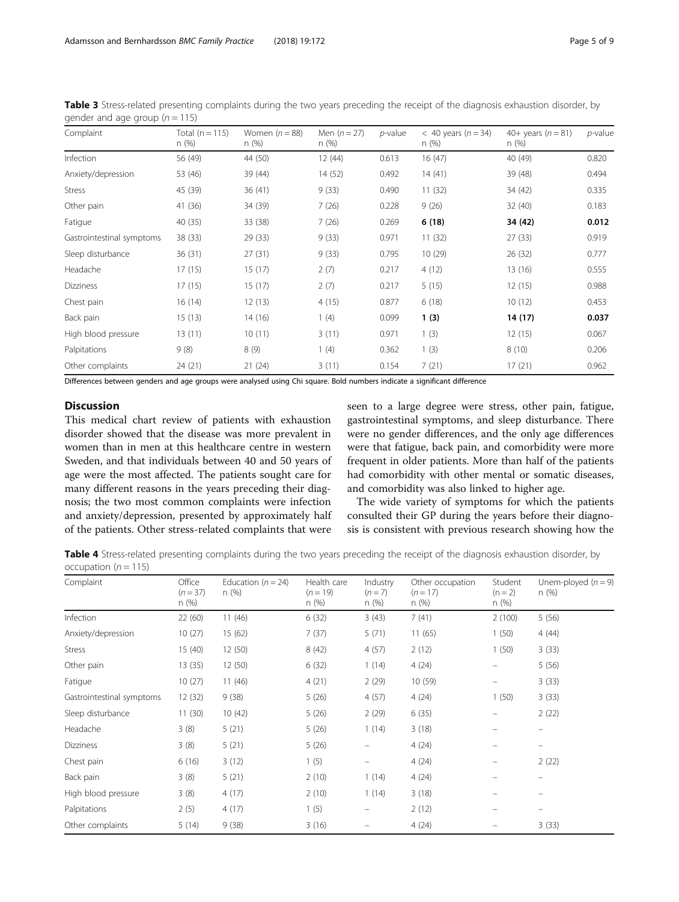**Table 3** Stress-related presenting complaints during the two years preceding the receipt of the diagnosis exhaustion disorder, by gender and age group ($n = 115$)

| Complaint | Total (n = 115) n (%) | Women ($n = 88$) n (%) | Men ($n = 27$) n (%) | *p*-value | < 40 years ($n = 34$) n (%) | 40+ years ($n = 81$) n (%) | *p*-value |
|---|---|---|---|---|---|---|---|
| Infection | 56 (49) | 44 (50) | 12 (44) | 0.613 | 16 (47) | 40 (49) | 0.820 |
| Anxiety/depression | 53 (46) | 39 (44) | 14 (52) | 0.492 | 14 (41) | 39 (48) | 0.494 |
| Stress | 45 (39) | 36 (41) | 9 (33) | 0.490 | 11 (32) | 34 (42) | 0.335 |
| Other pain | 41 (36) | 34 (39) | 7 (26) | 0.228 | 9 (26) | 32 (40) | 0.183 |
| Fatigue | 40 (35) | 33 (38) | 7 (26) | 0.269 | **6 (18)** | **34 (42)** | **0.012** |
| Gastrointestinal symptoms | 38 (33) | 29 (33) | 9 (33) | 0.971 | 11 (32) | 27 (33) | 0.919 |
| Sleep disturbance | 36 (31) | 27 (31) | 9 (33) | 0.795 | 10 (29) | 26 (32) | 0.777 |
| Headache | 17 (15) | 15 (17) | 2 (7) | 0.217 | 4 (12) | 13 (16) | 0.555 |
| Dizziness | 17 (15) | 15 (17) | 2 (7) | 0.217 | 5 (15) | 12 (15) | 0.988 |
| Chest pain | 16 (14) | 12 (13) | 4 (15) | 0.877 | 6 (18) | 10 (12) | 0.453 |
| Back pain | 15 (13) | 14 (16) | 1 (4) | 0.099 | **1 (3)** | **14 (17)** | **0.037** |
| High blood pressure | 13 (11) | 10 (11) | 3 (11) | 0.971 | 1 (3) | 12 (15) | 0.067 |
| Palpitations | 9 (8) | 8 (9) | 1 (4) | 0.362 | 1 (3) | 8 (10) | 0.206 |
| Other complaints | 24 (21) | 21 (24) | 3 (11) | 0.154 | 7 (21) | 17 (21) | 0.962 |

Differences between genders and age groups were analysed using Chi square. Bold numbers indicate a significant difference

## Discussion

This medical chart review of patients with exhaustion disorder showed that the disease was more prevalent in women than in men at this healthcare centre in western Sweden, and that individuals between 40 and 50 years of age were the most affected. The patients sought care for many different reasons in the years preceding their diagnosis; the two most common complaints were infection and anxiety/depression, presented by approximately half of the patients. Other stress-related complaints that were seen to a large degree were stress, other pain, fatigue, gastrointestinal symptoms, and sleep disturbance. There were no gender differences, and the only age differences were that fatigue, back pain, and comorbidity were more frequent in older patients. More than half of the patients had comorbidity with other mental or somatic diseases, and comorbidity was also linked to higher age.

The wide variety of symptoms for which the patients consulted their GP during the years before their diagnosis is consistent with previous research showing how the

**Table 4** Stress-related presenting complaints during the two years preceding the receipt of the diagnosis exhaustion disorder, by occupation ($n = 115$)

| Complaint | Office ($n = 37$) n (%) | Education ($n = 24$) n (%) | Health care ($n = 19$) n (%) | Industry ($n = 7$) n (%) | Other occupation ($n = 17$) n (%) | Student (n = 2) n (%) | Unem-ployed ($n = 9$) n (%) |
|---|---|---|---|---|---|---|---|
| Infection | 22 (60) | 11 (46) | 6 (32) | 3 (43) | 7 (41) | 2 (100) | 5 (56) |
| Anxiety/depression | 10 (27) | 15 (62) | 7 (37) | 5 (71) | 11 (65) | 1 (50) | 4 (44) |
| Stress | 15 (40) | 12 (50) | 8 (42) | 4 (57) | 2 (12) | 1 (50) | 3 (33) |
| Other pain | 13 (35) | 12 (50) | 6 (32) | 1 (14) | 4 (24) | – | 5 (56) |
| Fatigue | 10 (27) | 11 (46) | 4 (21) | 2 (29) | 10 (59) | – | 3 (33) |
| Gastrointestinal symptoms | 12 (32) | 9 (38) | 5 (26) | 4 (57) | 4 (24) | 1 (50) | 3 (33) |
| Sleep disturbance | 11 (30) | 10 (42) | 5 (26) | 2 (29) | 6 (35) | – | 2 (22) |
| Headache | 3 (8) | 5 (21) | 5 (26) | 1 (14) | 3 (18) | – | – |
| Dizziness | 3 (8) | 5 (21) | 5 (26) | – | 4 (24) | – | – |
| Chest pain | 6 (16) | 3 (12) | 1 (5) | – | 4 (24) | – | 2 (22) |
| Back pain | 3 (8) | 5 (21) | 2 (10) | 1 (14) | 4 (24) | – | – |
| High blood pressure | 3 (8) | 4 (17) | 2 (10) | 1 (14) | 3 (18) | – | – |
| Palpitations | 2 (5) | 4 (17) | 1 (5) | – | 2 (12) | – | – |
| Other complaints | 5 (14) | 9 (38) | 3 (16) | – | 4 (24) | – | 3 (33) |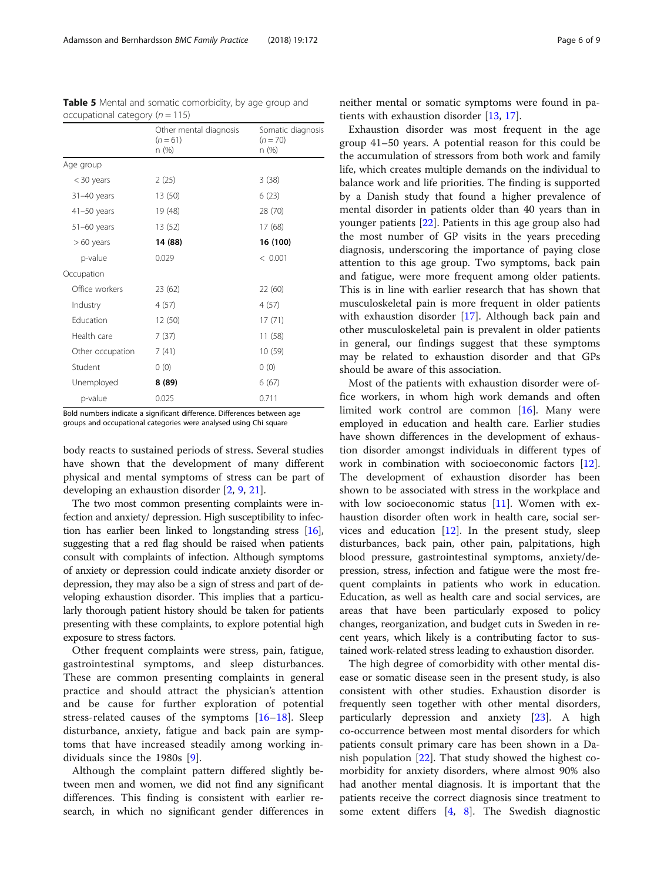**Table 5** Mental and somatic comorbidity, by age group and occupational category ($n = 115$)

| | Other mental diagnosis ($n = 61$) n (%) | Somatic diagnosis ($n = 70$) n (%) |
|---|---|---|
| Age group | | |
| < 30 years | 2 (25) | 3 (38) |
| 31–40 years | 13 (50) | 6 (23) |
| 41–50 years | 19 (48) | 28 (70) |
| 51–60 years | 13 (52) | 17 (68) |
| > 60 years | **14 (88)** | **16 (100)** |
| p-value | 0.029 | < 0.001 |
| Occupation | | |
| Office workers | 23 (62) | 22 (60) |
| Industry | 4 (57) | 4 (57) |
| Education | 12 (50) | 17 (71) |
| Health care | 7 (37) | 11 (58) |
| Other occupation | 7 (41) | 10 (59) |
| Student | 0 (0) | 0 (0) |
| Unemployed | **8 (89)** | 6 (67) |
| p-value | 0.025 | 0.711 |

Bold numbers indicate a significant difference. Differences between age groups and occupational categories were analysed using Chi square

body reacts to sustained periods of stress. Several studies have shown that the development of many different physical and mental symptoms of stress can be part of developing an exhaustion disorder [2, 9, 21].

The two most common presenting complaints were infection and anxiety/ depression. High susceptibility to infection has earlier been linked to longstanding stress [16], suggesting that a red flag should be raised when patients consult with complaints of infection. Although symptoms of anxiety or depression could indicate anxiety disorder or depression, they may also be a sign of stress and part of developing exhaustion disorder. This implies that a particularly thorough patient history should be taken for patients presenting with these complaints, to explore potential high exposure to stress factors.

Other frequent complaints were stress, pain, fatigue, gastrointestinal symptoms, and sleep disturbances. These are common presenting complaints in general practice and should attract the physician's attention and be cause for further exploration of potential stress-related causes of the symptoms [16–18]. Sleep disturbance, anxiety, fatigue and back pain are symptoms that have increased steadily among working individuals since the 1980s [9].

Although the complaint pattern differed slightly between men and women, we did not find any significant differences. This finding is consistent with earlier research, in which no significant gender differences in neither mental or somatic symptoms were found in patients with exhaustion disorder [13, 17].

Exhaustion disorder was most frequent in the age group 41–50 years. A potential reason for this could be the accumulation of stressors from both work and family life, which creates multiple demands on the individual to balance work and life priorities. The finding is supported by a Danish study that found a higher prevalence of mental disorder in patients older than 40 years than in younger patients [22]. Patients in this age group also had the most number of GP visits in the years preceding diagnosis, underscoring the importance of paying close attention to this age group. Two symptoms, back pain and fatigue, were more frequent among older patients. This is in line with earlier research that has shown that musculoskeletal pain is more frequent in older patients with exhaustion disorder [17]. Although back pain and other musculoskeletal pain is prevalent in older patients in general, our findings suggest that these symptoms may be related to exhaustion disorder and that GPs should be aware of this association.

Most of the patients with exhaustion disorder were office workers, in whom high work demands and often limited work control are common [16]. Many were employed in education and health care. Earlier studies have shown differences in the development of exhaustion disorder amongst individuals in different types of work in combination with socioeconomic factors [12]. The development of exhaustion disorder has been shown to be associated with stress in the workplace and with low socioeconomic status [11]. Women with exhaustion disorder often work in health care, social services and education [12]. In the present study, sleep disturbances, back pain, other pain, palpitations, high blood pressure, gastrointestinal symptoms, anxiety/depression, stress, infection and fatigue were the most frequent complaints in patients who work in education. Education, as well as health care and social services, are areas that have been particularly exposed to policy changes, reorganization, and budget cuts in Sweden in recent years, which likely is a contributing factor to sustained work-related stress leading to exhaustion disorder.

The high degree of comorbidity with other mental disease or somatic disease seen in the present study, is also consistent with other studies. Exhaustion disorder is frequently seen together with other mental disorders, particularly depression and anxiety [23]. A high co-occurrence between most mental disorders for which patients consult primary care has been shown in a Danish population [22]. That study showed the highest comorbidity for anxiety disorders, where almost 90% also had another mental diagnosis. It is important that the patients receive the correct diagnosis since treatment to some extent differs [4, 8]. The Swedish diagnostic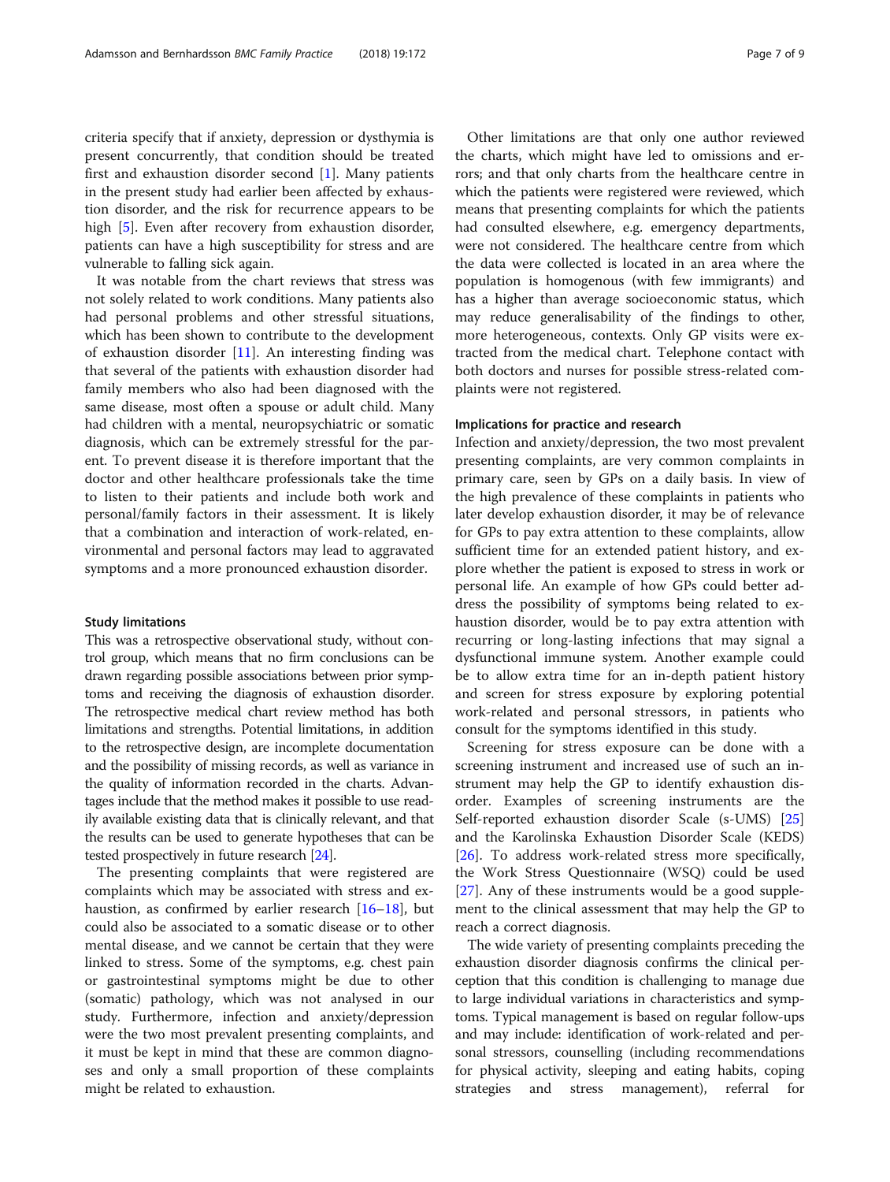criteria specify that if anxiety, depression or dysthymia is present concurrently, that condition should be treated first and exhaustion disorder second [1]. Many patients in the present study had earlier been affected by exhaustion disorder, and the risk for recurrence appears to be high [5]. Even after recovery from exhaustion disorder, patients can have a high susceptibility for stress and are vulnerable to falling sick again.

It was notable from the chart reviews that stress was not solely related to work conditions. Many patients also had personal problems and other stressful situations, which has been shown to contribute to the development of exhaustion disorder [11]. An interesting finding was that several of the patients with exhaustion disorder had family members who also had been diagnosed with the same disease, most often a spouse or adult child. Many had children with a mental, neuropsychiatric or somatic diagnosis, which can be extremely stressful for the parent. To prevent disease it is therefore important that the doctor and other healthcare professionals take the time to listen to their patients and include both work and personal/family factors in their assessment. It is likely that a combination and interaction of work-related, environmental and personal factors may lead to aggravated symptoms and a more pronounced exhaustion disorder.

### Study limitations

This was a retrospective observational study, without control group, which means that no firm conclusions can be drawn regarding possible associations between prior symptoms and receiving the diagnosis of exhaustion disorder. The retrospective medical chart review method has both limitations and strengths. Potential limitations, in addition to the retrospective design, are incomplete documentation and the possibility of missing records, as well as variance in the quality of information recorded in the charts. Advantages include that the method makes it possible to use readily available existing data that is clinically relevant, and that the results can be used to generate hypotheses that can be tested prospectively in future research [24].

The presenting complaints that were registered are complaints which may be associated with stress and exhaustion, as confirmed by earlier research [16–18], but could also be associated to a somatic disease or to other mental disease, and we cannot be certain that they were linked to stress. Some of the symptoms, e.g. chest pain or gastrointestinal symptoms might be due to other (somatic) pathology, which was not analysed in our study. Furthermore, infection and anxiety/depression were the two most prevalent presenting complaints, and it must be kept in mind that these are common diagnoses and only a small proportion of these complaints might be related to exhaustion.

Other limitations are that only one author reviewed the charts, which might have led to omissions and errors; and that only charts from the healthcare centre in which the patients were registered were reviewed, which means that presenting complaints for which the patients had consulted elsewhere, e.g. emergency departments, were not considered. The healthcare centre from which the data were collected is located in an area where the population is homogenous (with few immigrants) and has a higher than average socioeconomic status, which may reduce generalisability of the findings to other, more heterogeneous, contexts. Only GP visits were extracted from the medical chart. Telephone contact with both doctors and nurses for possible stress-related complaints were not registered.

### Implications for practice and research

Infection and anxiety/depression, the two most prevalent presenting complaints, are very common complaints in primary care, seen by GPs on a daily basis. In view of the high prevalence of these complaints in patients who later develop exhaustion disorder, it may be of relevance for GPs to pay extra attention to these complaints, allow sufficient time for an extended patient history, and explore whether the patient is exposed to stress in work or personal life. An example of how GPs could better address the possibility of symptoms being related to exhaustion disorder, would be to pay extra attention with recurring or long-lasting infections that may signal a dysfunctional immune system. Another example could be to allow extra time for an in-depth patient history and screen for stress exposure by exploring potential work-related and personal stressors, in patients who consult for the symptoms identified in this study.

Screening for stress exposure can be done with a screening instrument and increased use of such an instrument may help the GP to identify exhaustion disorder. Examples of screening instruments are the Self-reported exhaustion disorder Scale (s-UMS) [25] and the Karolinska Exhaustion Disorder Scale (KEDS) [26]. To address work-related stress more specifically, the Work Stress Questionnaire (WSQ) could be used [27]. Any of these instruments would be a good supplement to the clinical assessment that may help the GP to reach a correct diagnosis.

The wide variety of presenting complaints preceding the exhaustion disorder diagnosis confirms the clinical perception that this condition is challenging to manage due to large individual variations in characteristics and symptoms. Typical management is based on regular follow-ups and may include: identification of work-related and personal stressors, counselling (including recommendations for physical activity, sleeping and eating habits, coping strategies and stress management), referral for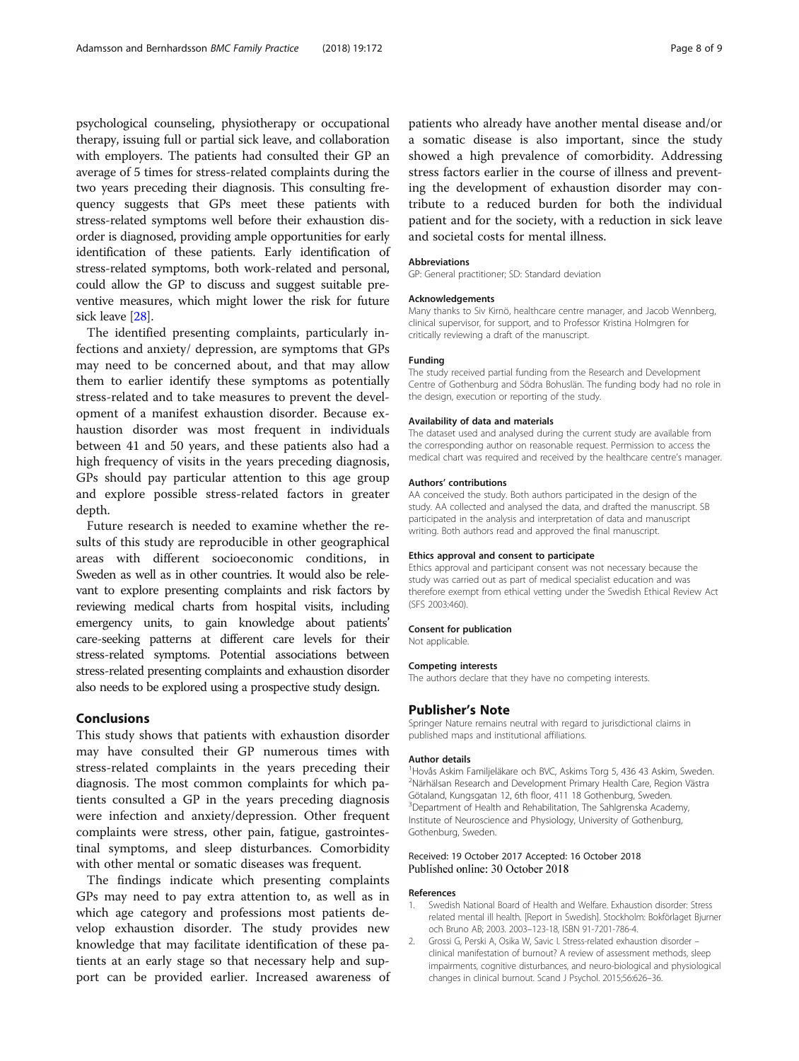psychological counseling, physiotherapy or occupational therapy, issuing full or partial sick leave, and collaboration with employers. The patients had consulted their GP an average of 5 times for stress-related complaints during the two years preceding their diagnosis. This consulting frequency suggests that GPs meet these patients with stress-related symptoms well before their exhaustion disorder is diagnosed, providing ample opportunities for early identification of these patients. Early identification of stress-related symptoms, both work-related and personal, could allow the GP to discuss and suggest suitable preventive measures, which might lower the risk for future sick leave [28].

The identified presenting complaints, particularly infections and anxiety/ depression, are symptoms that GPs may need to be concerned about, and that may allow them to earlier identify these symptoms as potentially stress-related and to take measures to prevent the development of a manifest exhaustion disorder. Because exhaustion disorder was most frequent in individuals between 41 and 50 years, and these patients also had a high frequency of visits in the years preceding diagnosis, GPs should pay particular attention to this age group and explore possible stress-related factors in greater depth.

Future research is needed to examine whether the results of this study are reproducible in other geographical areas with different socioeconomic conditions, in Sweden as well as in other countries. It would also be relevant to explore presenting complaints and risk factors by reviewing medical charts from hospital visits, including emergency units, to gain knowledge about patients' care-seeking patterns at different care levels for their stress-related symptoms. Potential associations between stress-related presenting complaints and exhaustion disorder also needs to be explored using a prospective study design.

## Conclusions

This study shows that patients with exhaustion disorder may have consulted their GP numerous times with stress-related complaints in the years preceding their diagnosis. The most common complaints for which patients consulted a GP in the years preceding diagnosis were infection and anxiety/depression. Other frequent complaints were stress, other pain, fatigue, gastrointestinal symptoms, and sleep disturbances. Comorbidity with other mental or somatic diseases was frequent.

The findings indicate which presenting complaints GPs may need to pay extra attention to, as well as in which age category and professions most patients develop exhaustion disorder. The study provides new knowledge that may facilitate identification of these patients at an early stage so that necessary help and support can be provided earlier. Increased awareness of patients who already have another mental disease and/or a somatic disease is also important, since the study showed a high prevalence of comorbidity. Addressing stress factors earlier in the course of illness and preventing the development of exhaustion disorder may contribute to a reduced burden for both the individual patient and for the society, with a reduction in sick leave and societal costs for mental illness.

#### Abbreviations

GP: General practitioner; SD: Standard deviation

#### Acknowledgements

Many thanks to Siv Kirnö, healthcare centre manager, and Jacob Wennberg, clinical supervisor, for support, and to Professor Kristina Holmgren for critically reviewing a draft of the manuscript.

#### Funding

The study received partial funding from the Research and Development Centre of Gothenburg and Södra Bohuslän. The funding body had no role in the design, execution or reporting of the study.

#### Availability of data and materials

The dataset used and analysed during the current study are available from the corresponding author on reasonable request. Permission to access the medical chart was required and received by the healthcare centre's manager.

#### Authors' contributions

AA conceived the study. Both authors participated in the design of the study. AA collected and analysed the data, and drafted the manuscript. SB participated in the analysis and interpretation of data and manuscript writing. Both authors read and approved the final manuscript.

#### Ethics approval and consent to participate

Ethics approval and participant consent was not necessary because the study was carried out as part of medical specialist education and was therefore exempt from ethical vetting under the Swedish Ethical Review Act (SFS 2003:460).

#### Consent for publication

Not applicable.

#### Competing interests

The authors declare that they have no competing interests.

## Publisher's Note

Springer Nature remains neutral with regard to jurisdictional claims in published maps and institutional affiliations.

#### Author details

[1]Hovås Askim Familjeläkare och BVC, Askims Torg 5, 436 43 Askim, Sweden. [2]Närhälsan Research and Development Primary Health Care, Region Västra Götaland, Kungsgatan 12, 6th floor, 411 18 Gothenburg, Sweden. [3]Department of Health and Rehabilitation, The Sahlgrenska Academy, Institute of Neuroscience and Physiology, University of Gothenburg, Gothenburg, Sweden.

Received: 19 October 2017 Accepted: 16 October 2018
Published online: 30 October 2018

#### References

1. Swedish National Board of Health and Welfare. Exhaustion disorder: Stress related mental ill health. [Report in Swedish]. Stockholm: Bokförlaget Bjurner och Bruno AB; 2003. 2003–123-18, ISBN 91-7201-786-4.
2. Grossi G, Perski A, Osika W, Savic I. Stress-related exhaustion disorder – clinical manifestation of burnout? A review of assessment methods, sleep impairments, cognitive disturbances, and neuro-biological and physiological changes in clinical burnout. Scand J Psychol. 2015;56:626–36.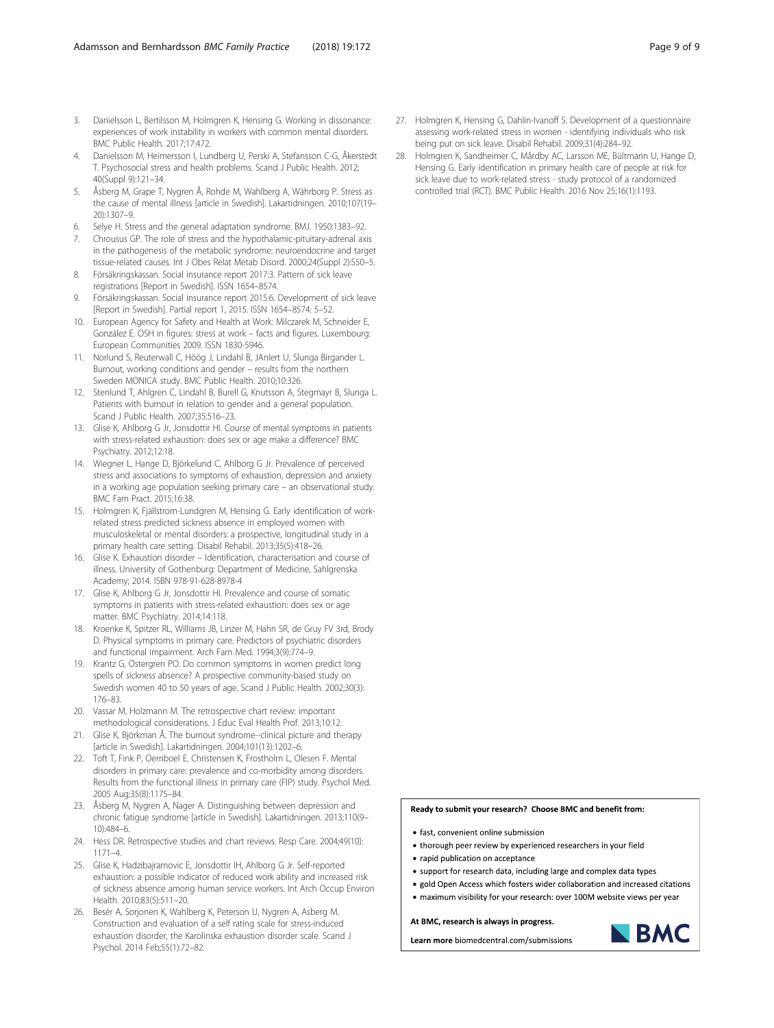3. Danielsson L, Bertilsson M, Holmgren K, Hensing G. Working in dissonance: experiences of work instability in workers with common mental disorders. BMC Public Health. 2017;17:472.
4. Danielsson M, Heimersson I, Lundberg U, Perski A, Stefansson C-G, Åkerstedt T. Psychosocial stress and health problems. Scand J Public Health. 2012; 40(Suppl 9):121–34.
5. Åsberg M, Grape T, Nygren Å, Rohde M, Wahlberg A, Währborg P. Stress as the cause of mental illness [article in Swedish]. Lakartidningen. 2010;107(19–20):1307–9.
6. Selye H. Stress and the general adaptation syndrome. BMJ. 1950:1383–92.
7. Chrousus GP. The role of stress and the hypothalamic-pituitary-adrenal axis in the pathogenesis of the metabolic syndrome: neuroendocrine and target tissue-related causes. Int J Obes Relat Metab Disord. 2000;24(Suppl 2):S50–5.
8. Försäkringskassan. Social insurance report 2017:3. Pattern of sick leave registrations [Report in Swedish]. ISSN 1654–8574.
9. Försäkringskassan. Social insurance report 2015:6. Development of sick leave [Report in Swedish]. Partial report 1, 2015. ISSN 1654–8574: 5–52.
10. European Agency for Safety and Health at Work: Milczarek M, Schneider E, González E. OSH in figures: stress at work – facts and figures. Luxembourg: European Communities 2009. ISSN 1830-5946.
11. Norlund S, Reuterwall C, Höög J, Lindahl B, JAnlert U, Slunga Birgander L. Burnout, working conditions and gender – results from the northern Sweden MONICA study. BMC Public Health. 2010;10:326.
12. Stenlund T, Ahlgren C, Lindahl B, Burell G, Knutsson A, Stegmayr B, Slunga L. Patients with burnout in relation to gender and a general population. Scand J Public Health. 2007;35:516–23.
13. Glise K, Ahlborg G Jr, Jonsdottir HI. Course of mental symptoms in patients with stress-related exhaustion: does sex or age make a difference? BMC Psychiatry. 2012;12:18.
14. Wiegner L, Hange D, Björkelund C, Ahlborg G Jr. Prevalence of perceived stress and associations to symptoms of exhaustion, depression and anxiety in a working age population seeking primary care – an observational study. BMC Fam Pract. 2015;16:38.
15. Holmgren K, Fjällstrom-Lundgren M, Hensing G. Early identification of work-related stress predicted sickness absence in employed women with musculoskeletal or mental disorders: a prospective, longitudinal study in a primary health care setting. Disabil Rehabil. 2013;35(5):418–26.
16. Glise K. Exhaustion disorder – Identification, characterisation and course of illness. University of Gothenburg: Department of Medicine, Sahlgrenska Academy; 2014. ISBN 978-91-628-8978-4
17. Glise K, Ahlborg G Jr, Jonsdottir HI. Prevalence and course of somatic symptoms in patients with stress-related exhaustion: does sex or age matter. BMC Psychiatry. 2014;14:118.
18. Kroenke K, Spitzer RL, Williams JB, Linzer M, Hahn SR, de Gruy FV 3rd, Brody D. Physical symptoms in primary care. Predictors of psychiatric disorders and functional impairment. Arch Fam Med. 1994;3(9):774–9.
19. Krantz G, Ostergren PO. Do common symptoms in women predict long spells of sickness absence? A prospective community-based study on Swedish women 40 to 50 years of age. Scand J Public Health. 2002;30(3): 176–83.
20. Vassar M, Holzmann M. The retrospective chart review: important methodological considerations. J Educ Eval Health Prof. 2013;10:12.
21. Glise K, Björkman Å. The burnout syndrome--clinical picture and therapy [article in Swedish]. Lakartidningen. 2004;101(13):1202–6.
22. Toft T, Fink P, Oernboel E, Christensen K, Frostholm L, Olesen F. Mental disorders in primary care: prevalence and co-morbidity among disorders. Results from the functional illness in primary care (FIP) study. Psychol Med. 2005 Aug;35(8):1175–84.
23. Åsberg M, Nygren A, Nager A. Distinguishing between depression and chronic fatigue syndrome [article in Swedish]. Lakartidningen. 2013;110(9–10):484–6.
24. Hess DR. Retrospective studies and chart reviews. Resp Care. 2004;49(10): 1171–4.
25. Glise K, Hadzibajramovic E, Jonsdottir IH, Ahlborg G Jr. Self-reported exhaustion: a possible indicator of reduced work ability and increased risk of sickness absence among human service workers. Int Arch Occup Environ Health. 2010;83(5):511–20.
26. Besèr A, Sorjonen K, Wahlberg K, Peterson U, Nygren A, Asberg M. Construction and evaluation of a self rating scale for stress-induced exhaustion disorder, the Karolinska exhaustion disorder scale. Scand J Psychol. 2014 Feb;55(1):72–82.
27. Holmgren K, Hensing G, Dahlin-Ivanoff S. Development of a questionnaire assessing work-related stress in women - identifying individuals who risk being put on sick leave. Disabil Rehabil. 2009;31(4):284–92.
28. Holmgren K, Sandheimer C, Mårdby AC, Larsson ME, Bültmann U, Hange D, Hensing G. Early identification in primary health care of people at risk for sick leave due to work-related stress - study protocol of a randomized controlled trial (RCT). BMC Public Health. 2016 Nov 25;16(1):1193.